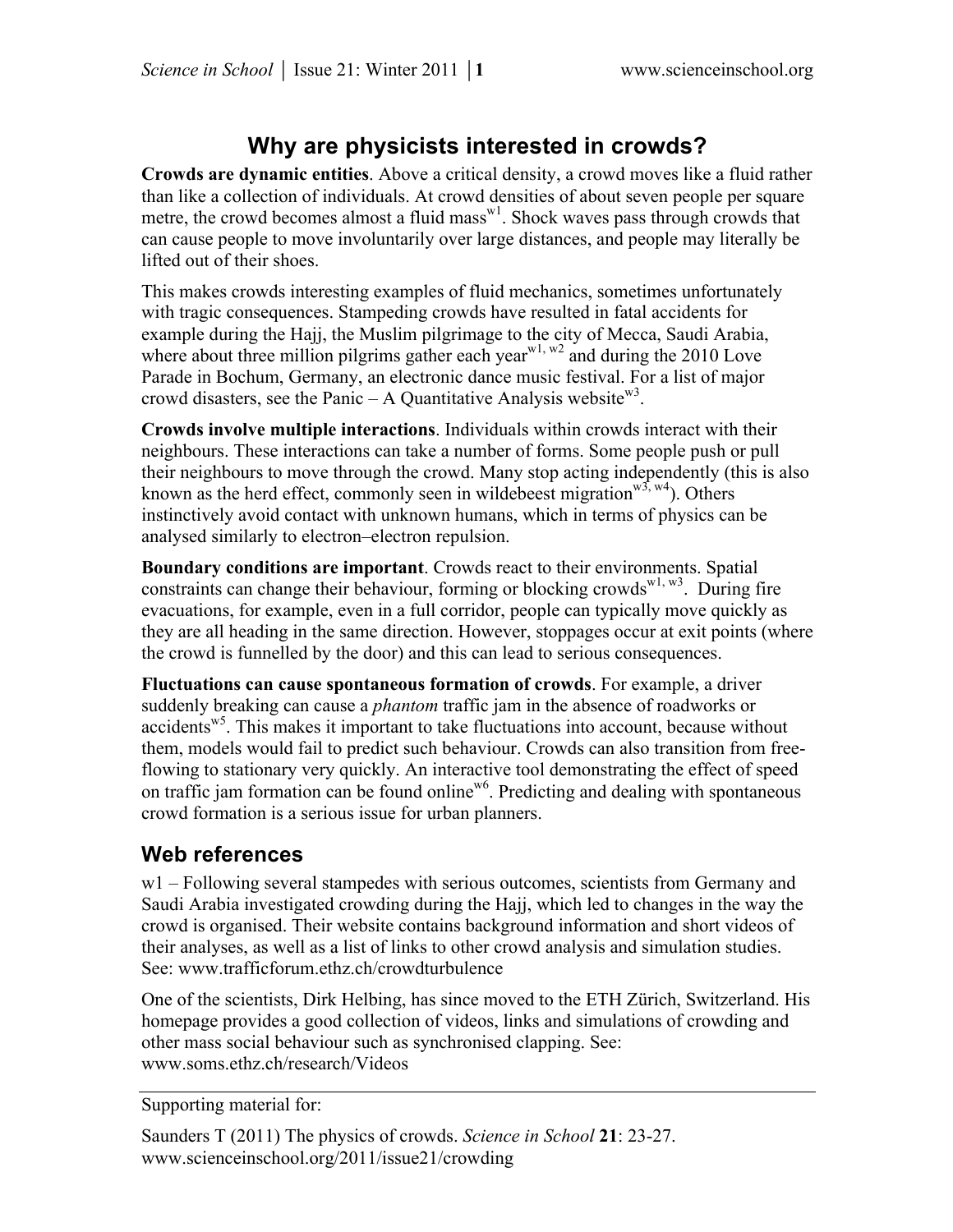# Why are physicists interested in crowds?

**Crowds are dynamic entities**. Above a critical density, a crowd moves like a fluid rather than like a collection of individuals. At crowd densities of about seven people per square metre, the crowd becomes almost a fluid mass[w1]. Shock waves pass through crowds that can cause people to move involuntarily over large distances, and people may literally be lifted out of their shoes.

This makes crowds interesting examples of fluid mechanics, sometimes unfortunately with tragic consequences. Stampeding crowds have resulted in fatal accidents for example during the Hajj, the Muslim pilgrimage to the city of Mecca, Saudi Arabia, where about three million pilgrims gather each year[w1, w2] and during the 2010 Love Parade in Bochum, Germany, an electronic dance music festival. For a list of major crowd disasters, see the Panic – A Quantitative Analysis website[w3].

**Crowds involve multiple interactions**. Individuals within crowds interact with their neighbours. These interactions can take a number of forms. Some people push or pull their neighbours to move through the crowd. Many stop acting independently (this is also known as the herd effect, commonly seen in wildebeest migration[w3, w4]). Others instinctively avoid contact with unknown humans, which in terms of physics can be analysed similarly to electron–electron repulsion.

**Boundary conditions are important**. Crowds react to their environments. Spatial constraints can change their behaviour, forming or blocking crowds[w1, w3]. During fire evacuations, for example, even in a full corridor, people can typically move quickly as they are all heading in the same direction. However, stoppages occur at exit points (where the crowd is funnelled by the door) and this can lead to serious consequences.

**Fluctuations can cause spontaneous formation of crowds**. For example, a driver suddenly breaking can cause a *phantom* traffic jam in the absence of roadworks or accidents[w5]. This makes it important to take fluctuations into account, because without them, models would fail to predict such behaviour. Crowds can also transition from free-flowing to stationary very quickly. An interactive tool demonstrating the effect of speed on traffic jam formation can be found online[w6]. Predicting and dealing with spontaneous crowd formation is a serious issue for urban planners.

## Web references

w1 – Following several stampedes with serious outcomes, scientists from Germany and Saudi Arabia investigated crowding during the Hajj, which led to changes in the way the crowd is organised. Their website contains background information and short videos of their analyses, as well as a list of links to other crowd analysis and simulation studies. See: www.trafficforum.ethz.ch/crowdturbulence

One of the scientists, Dirk Helbing, has since moved to the ETH Zürich, Switzerland. His homepage provides a good collection of videos, links and simulations of crowding and other mass social behaviour such as synchronised clapping. See: www.soms.ethz.ch/research/Videos

Supporting material for:

Saunders T (2011) The physics of crowds. *Science in School* **21**: 23-27. www.scienceinschool.org/2011/issue21/crowding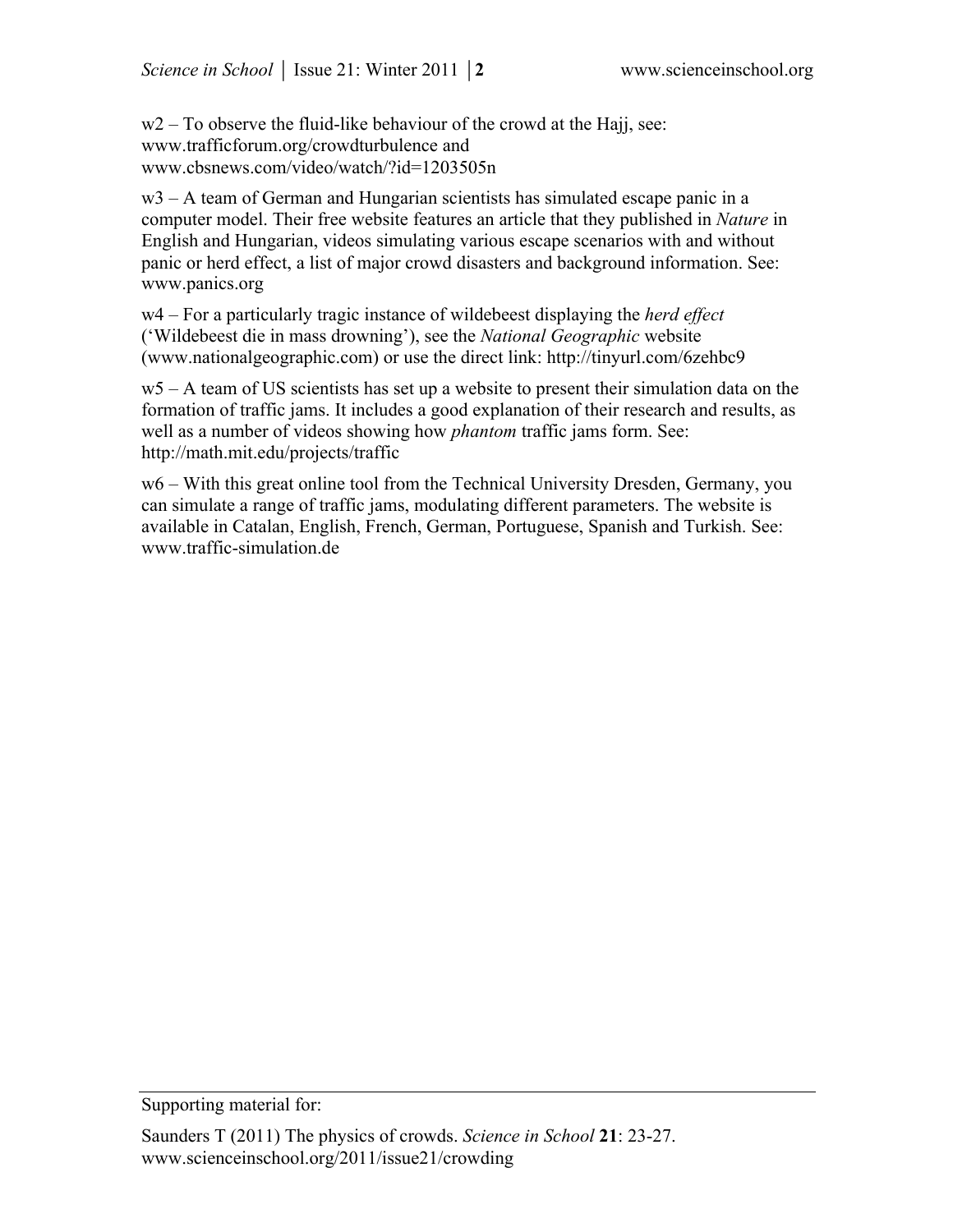w2 – To observe the fluid-like behaviour of the crowd at the Hajj, see: www.trafficforum.org/crowdturbulence and www.cbsnews.com/video/watch/?id=1203505n

w3 – A team of German and Hungarian scientists has simulated escape panic in a computer model. Their free website features an article that they published in *Nature* in English and Hungarian, videos simulating various escape scenarios with and without panic or herd effect, a list of major crowd disasters and background information. See: www.panics.org

w4 – For a particularly tragic instance of wildebeest displaying the *herd effect* ('Wildebeest die in mass drowning'), see the *National Geographic* website (www.nationalgeographic.com) or use the direct link: http://tinyurl.com/6zehbc9

w5 – A team of US scientists has set up a website to present their simulation data on the formation of traffic jams. It includes a good explanation of their research and results, as well as a number of videos showing how *phantom* traffic jams form. See: http://math.mit.edu/projects/traffic

w6 – With this great online tool from the Technical University Dresden, Germany, you can simulate a range of traffic jams, modulating different parameters. The website is available in Catalan, English, French, German, Portuguese, Spanish and Turkish. See: www.traffic-simulation.de